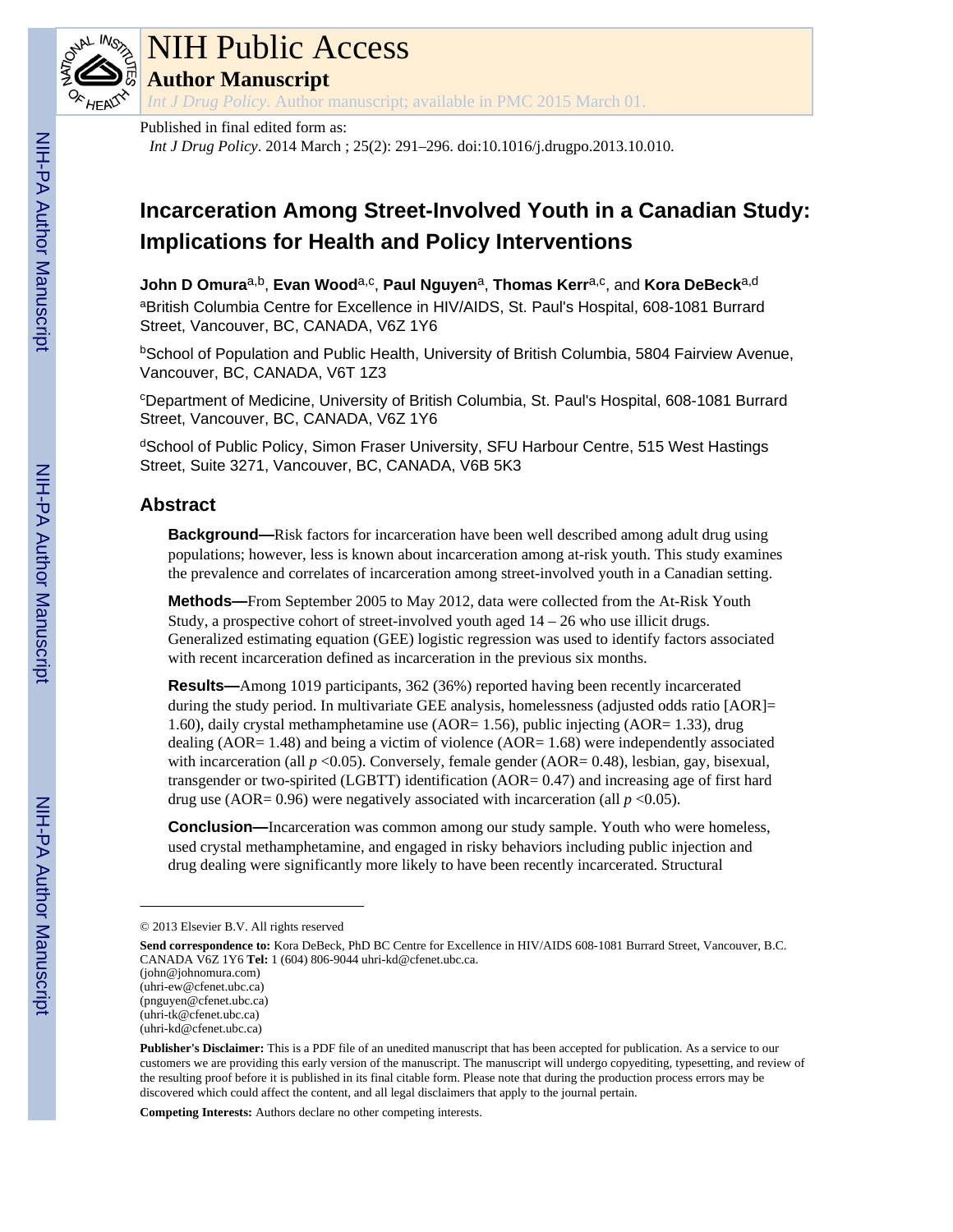NIH Public Access

**Author Manuscript**

*Int J Drug Policy*. Author manuscript; available in PMC 2015 March 01.

Published in final edited form as:

*Int J Drug Policy*. 2014 March ; 25(2): 291–296. doi:10.1016/j.drugpo.2013.10.010.

# Incarceration Among Street-Involved Youth in a Canadian Study: Implications for Health and Policy Interventions

**John D Omura**[a,b], **Evan Wood**[a,c], **Paul Nguyen**[a], **Thomas Kerr**[a,c], and **Kora DeBeck**[a,d]

[a]British Columbia Centre for Excellence in HIV/AIDS, St. Paul's Hospital, 608-1081 Burrard Street, Vancouver, BC, CANADA, V6Z 1Y6

[b]School of Population and Public Health, University of British Columbia, 5804 Fairview Avenue, Vancouver, BC, CANADA, V6T 1Z3

[c]Department of Medicine, University of British Columbia, St. Paul's Hospital, 608-1081 Burrard Street, Vancouver, BC, CANADA, V6Z 1Y6

[d]School of Public Policy, Simon Fraser University, SFU Harbour Centre, 515 West Hastings Street, Suite 3271, Vancouver, BC, CANADA, V6B 5K3

## Abstract

**Background—**Risk factors for incarceration have been well described among adult drug using populations; however, less is known about incarceration among at-risk youth. This study examines the prevalence and correlates of incarceration among street-involved youth in a Canadian setting.

**Methods—**From September 2005 to May 2012, data were collected from the At-Risk Youth Study, a prospective cohort of street-involved youth aged 14 – 26 who use illicit drugs. Generalized estimating equation (GEE) logistic regression was used to identify factors associated with recent incarceration defined as incarceration in the previous six months.

**Results—**Among 1019 participants, 362 (36%) reported having been recently incarcerated during the study period. In multivariate GEE analysis, homelessness (adjusted odds ratio [AOR]= 1.60), daily crystal methamphetamine use (AOR= 1.56), public injecting (AOR= 1.33), drug dealing (AOR= 1.48) and being a victim of violence (AOR= 1.68) were independently associated with incarceration (all $p$ <0.05). Conversely, female gender (AOR= 0.48), lesbian, gay, bisexual, transgender or two-spirited (LGBTT) identification (AOR= 0.47) and increasing age of first hard drug use (AOR= 0.96) were negatively associated with incarceration (all $p$ <0.05).

**Conclusion—**Incarceration was common among our study sample. Youth who were homeless, used crystal methamphetamine, and engaged in risky behaviors including public injection and drug dealing were significantly more likely to have been recently incarcerated. Structural

---

© 2013 Elsevier B.V. All rights reserved

**Send correspondence to:** Kora DeBeck, PhD BC Centre for Excellence in HIV/AIDS 608-1081 Burrard Street, Vancouver, B.C. CANADA V6Z 1Y6 **Tel:** 1 (604) 806-9044 uhri-kd@cfenet.ubc.ca.
(john@johnomura.com)
(uhri-ew@cfenet.ubc.ca)
(pnguyen@cfenet.ubc.ca)
(uhri-tk@cfenet.ubc.ca)
(uhri-kd@cfenet.ubc.ca)

**Publisher's Disclaimer:** This is a PDF file of an unedited manuscript that has been accepted for publication. As a service to our customers we are providing this early version of the manuscript. The manuscript will undergo copyediting, typesetting, and review of the resulting proof before it is published in its final citable form. Please note that during the production process errors may be discovered which could affect the content, and all legal disclaimers that apply to the journal pertain.

**Competing Interests:** Authors declare no other competing interests.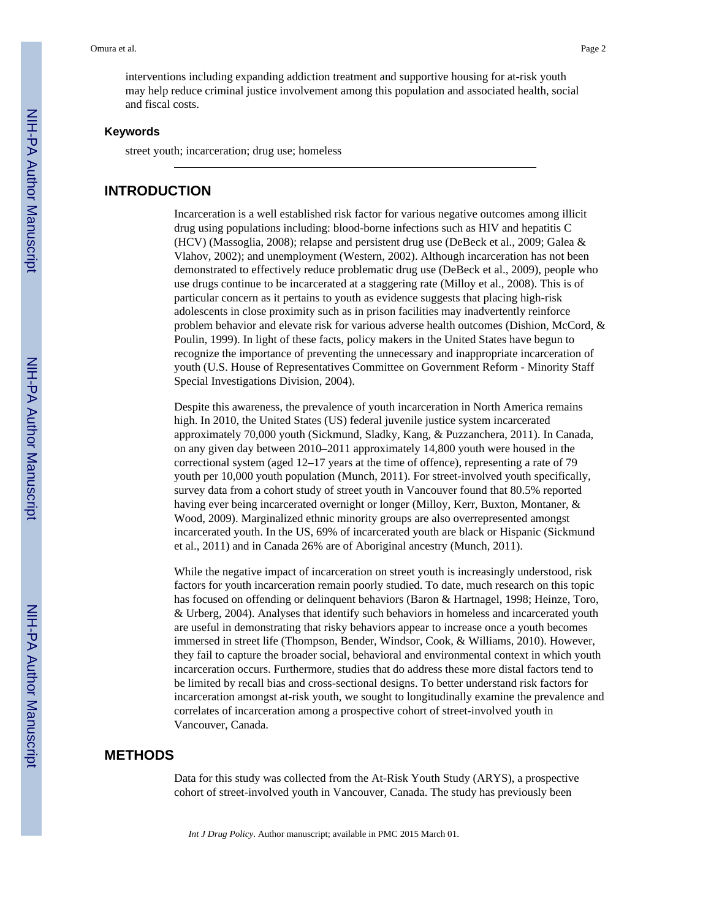interventions including expanding addiction treatment and supportive housing for at-risk youth may help reduce criminal justice involvement among this population and associated health, social and fiscal costs.

### Keywords

street youth; incarceration; drug use; homeless

## INTRODUCTION

Incarceration is a well established risk factor for various negative outcomes among illicit drug using populations including: blood-borne infections such as HIV and hepatitis C (HCV) (Massoglia, 2008); relapse and persistent drug use (DeBeck et al., 2009; Galea & Vlahov, 2002); and unemployment (Western, 2002). Although incarceration has not been demonstrated to effectively reduce problematic drug use (DeBeck et al., 2009), people who use drugs continue to be incarcerated at a staggering rate (Milloy et al., 2008). This is of particular concern as it pertains to youth as evidence suggests that placing high-risk adolescents in close proximity such as in prison facilities may inadvertently reinforce problem behavior and elevate risk for various adverse health outcomes (Dishion, McCord, & Poulin, 1999). In light of these facts, policy makers in the United States have begun to recognize the importance of preventing the unnecessary and inappropriate incarceration of youth (U.S. House of Representatives Committee on Government Reform - Minority Staff Special Investigations Division, 2004).

Despite this awareness, the prevalence of youth incarceration in North America remains high. In 2010, the United States (US) federal juvenile justice system incarcerated approximately 70,000 youth (Sickmund, Sladky, Kang, & Puzzanchera, 2011). In Canada, on any given day between 2010–2011 approximately 14,800 youth were housed in the correctional system (aged 12–17 years at the time of offence), representing a rate of 79 youth per 10,000 youth population (Munch, 2011). For street-involved youth specifically, survey data from a cohort study of street youth in Vancouver found that 80.5% reported having ever being incarcerated overnight or longer (Milloy, Kerr, Buxton, Montaner, & Wood, 2009). Marginalized ethnic minority groups are also overrepresented amongst incarcerated youth. In the US, 69% of incarcerated youth are black or Hispanic (Sickmund et al., 2011) and in Canada 26% are of Aboriginal ancestry (Munch, 2011).

While the negative impact of incarceration on street youth is increasingly understood, risk factors for youth incarceration remain poorly studied. To date, much research on this topic has focused on offending or delinquent behaviors (Baron & Hartnagel, 1998; Heinze, Toro, & Urberg, 2004). Analyses that identify such behaviors in homeless and incarcerated youth are useful in demonstrating that risky behaviors appear to increase once a youth becomes immersed in street life (Thompson, Bender, Windsor, Cook, & Williams, 2010). However, they fail to capture the broader social, behavioral and environmental context in which youth incarceration occurs. Furthermore, studies that do address these more distal factors tend to be limited by recall bias and cross-sectional designs. To better understand risk factors for incarceration amongst at-risk youth, we sought to longitudinally examine the prevalence and correlates of incarceration among a prospective cohort of street-involved youth in Vancouver, Canada.

## METHODS

Data for this study was collected from the At-Risk Youth Study (ARYS), a prospective cohort of street-involved youth in Vancouver, Canada. The study has previously been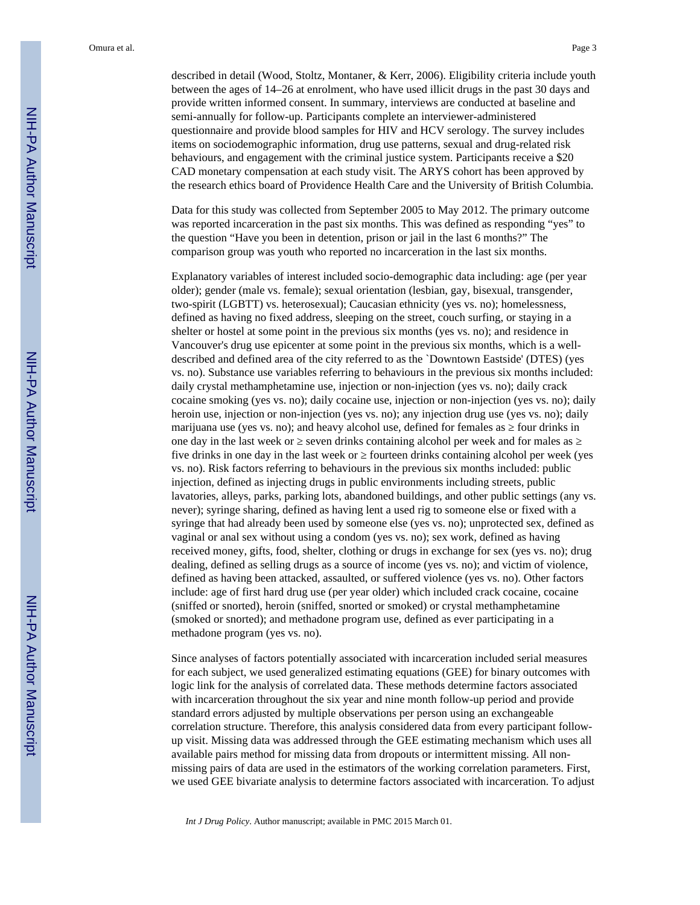described in detail (Wood, Stoltz, Montaner, & Kerr, 2006). Eligibility criteria include youth between the ages of 14–26 at enrolment, who have used illicit drugs in the past 30 days and provide written informed consent. In summary, interviews are conducted at baseline and semi-annually for follow-up. Participants complete an interviewer-administered questionnaire and provide blood samples for HIV and HCV serology. The survey includes items on sociodemographic information, drug use patterns, sexual and drug-related risk behaviours, and engagement with the criminal justice system. Participants receive a $20 CAD monetary compensation at each study visit. The ARYS cohort has been approved by the research ethics board of Providence Health Care and the University of British Columbia.

Data for this study was collected from September 2005 to May 2012. The primary outcome was reported incarceration in the past six months. This was defined as responding "yes" to the question "Have you been in detention, prison or jail in the last 6 months?" The comparison group was youth who reported no incarceration in the last six months.

Explanatory variables of interest included socio-demographic data including: age (per year older); gender (male vs. female); sexual orientation (lesbian, gay, bisexual, transgender, two-spirit (LGBTT) vs. heterosexual); Caucasian ethnicity (yes vs. no); homelessness, defined as having no fixed address, sleeping on the street, couch surfing, or staying in a shelter or hostel at some point in the previous six months (yes vs. no); and residence in Vancouver's drug use epicenter at some point in the previous six months, which is a well-described and defined area of the city referred to as the `Downtown Eastside' (DTES) (yes vs. no). Substance use variables referring to behaviours in the previous six months included: daily crystal methamphetamine use, injection or non-injection (yes vs. no); daily crack cocaine smoking (yes vs. no); daily cocaine use, injection or non-injection (yes vs. no); daily heroin use, injection or non-injection (yes vs. no); any injection drug use (yes vs. no); daily marijuana use (yes vs. no); and heavy alcohol use, defined for females as ≥ four drinks in one day in the last week or ≥ seven drinks containing alcohol per week and for males as ≥ five drinks in one day in the last week or ≥ fourteen drinks containing alcohol per week (yes vs. no). Risk factors referring to behaviours in the previous six months included: public injection, defined as injecting drugs in public environments including streets, public lavatories, alleys, parks, parking lots, abandoned buildings, and other public settings (any vs. never); syringe sharing, defined as having lent a used rig to someone else or fixed with a syringe that had already been used by someone else (yes vs. no); unprotected sex, defined as vaginal or anal sex without using a condom (yes vs. no); sex work, defined as having received money, gifts, food, shelter, clothing or drugs in exchange for sex (yes vs. no); drug dealing, defined as selling drugs as a source of income (yes vs. no); and victim of violence, defined as having been attacked, assaulted, or suffered violence (yes vs. no). Other factors include: age of first hard drug use (per year older) which included crack cocaine, cocaine (sniffed or snorted), heroin (sniffed, snorted or smoked) or crystal methamphetamine (smoked or snorted); and methadone program use, defined as ever participating in a methadone program (yes vs. no).

Since analyses of factors potentially associated with incarceration included serial measures for each subject, we used generalized estimating equations (GEE) for binary outcomes with logic link for the analysis of correlated data. These methods determine factors associated with incarceration throughout the six year and nine month follow-up period and provide standard errors adjusted by multiple observations per person using an exchangeable correlation structure. Therefore, this analysis considered data from every participant follow-up visit. Missing data was addressed through the GEE estimating mechanism which uses all available pairs method for missing data from dropouts or intermittent missing. All non-missing pairs of data are used in the estimators of the working correlation parameters. First, we used GEE bivariate analysis to determine factors associated with incarceration. To adjust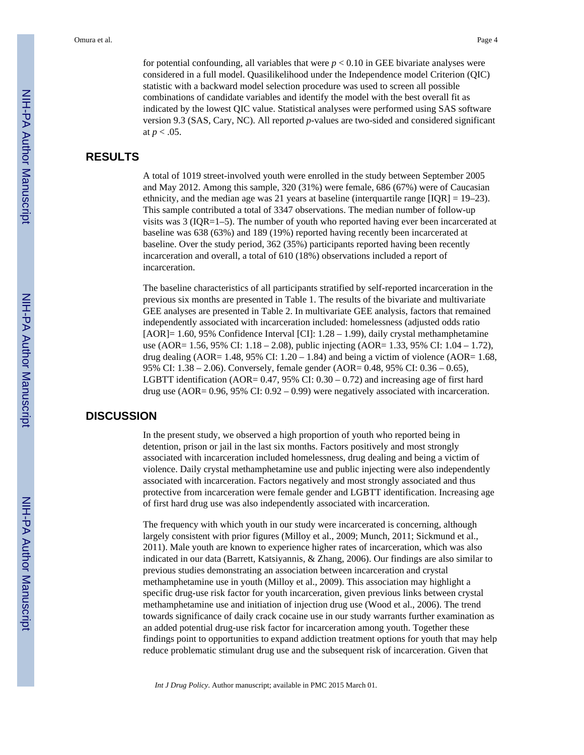for potential confounding, all variables that were $p < 0.10$ in GEE bivariate analyses were considered in a full model. Quasilikelihood under the Independence model Criterion (QIC) statistic with a backward model selection procedure was used to screen all possible combinations of candidate variables and identify the model with the best overall fit as indicated by the lowest QIC value. Statistical analyses were performed using SAS software version 9.3 (SAS, Cary, NC). All reported *p*-values are two-sided and considered significant at $p < .05$.

## RESULTS

A total of 1019 street-involved youth were enrolled in the study between September 2005 and May 2012. Among this sample, 320 (31%) were female, 686 (67%) were of Caucasian ethnicity, and the median age was 21 years at baseline (interquartile range [IQR] = 19–23). This sample contributed a total of 3347 observations. The median number of follow-up visits was 3 (IQR=1–5). The number of youth who reported having ever been incarcerated at baseline was 638 (63%) and 189 (19%) reported having recently been incarcerated at baseline. Over the study period, 362 (35%) participants reported having been recently incarceration and overall, a total of 610 (18%) observations included a report of incarceration.

The baseline characteristics of all participants stratified by self-reported incarceration in the previous six months are presented in Table 1. The results of the bivariate and multivariate GEE analyses are presented in Table 2. In multivariate GEE analysis, factors that remained independently associated with incarceration included: homelessness (adjusted odds ratio [AOR]= 1.60, 95% Confidence Interval [CI]: 1.28 – 1.99), daily crystal methamphetamine use (AOR= 1.56, 95% CI: 1.18 – 2.08), public injecting (AOR= 1.33, 95% CI: 1.04 – 1.72), drug dealing (AOR= 1.48, 95% CI: 1.20 – 1.84) and being a victim of violence (AOR= 1.68, 95% CI: 1.38 – 2.06). Conversely, female gender (AOR= 0.48, 95% CI: 0.36 – 0.65), LGBTT identification (AOR= 0.47, 95% CI: 0.30 – 0.72) and increasing age of first hard drug use (AOR= 0.96, 95% CI: 0.92 – 0.99) were negatively associated with incarceration.

## DISCUSSION

In the present study, we observed a high proportion of youth who reported being in detention, prison or jail in the last six months. Factors positively and most strongly associated with incarceration included homelessness, drug dealing and being a victim of violence. Daily crystal methamphetamine use and public injecting were also independently associated with incarceration. Factors negatively and most strongly associated and thus protective from incarceration were female gender and LGBTT identification. Increasing age of first hard drug use was also independently associated with incarceration.

The frequency with which youth in our study were incarcerated is concerning, although largely consistent with prior figures (Milloy et al., 2009; Munch, 2011; Sickmund et al., 2011). Male youth are known to experience higher rates of incarceration, which was also indicated in our data (Barrett, Katsiyannis, & Zhang, 2006). Our findings are also similar to previous studies demonstrating an association between incarceration and crystal methamphetamine use in youth (Milloy et al., 2009). This association may highlight a specific drug-use risk factor for youth incarceration, given previous links between crystal methamphetamine use and initiation of injection drug use (Wood et al., 2006). The trend towards significance of daily crack cocaine use in our study warrants further examination as an added potential drug-use risk factor for incarceration among youth. Together these findings point to opportunities to expand addiction treatment options for youth that may help reduce problematic stimulant drug use and the subsequent risk of incarceration. Given that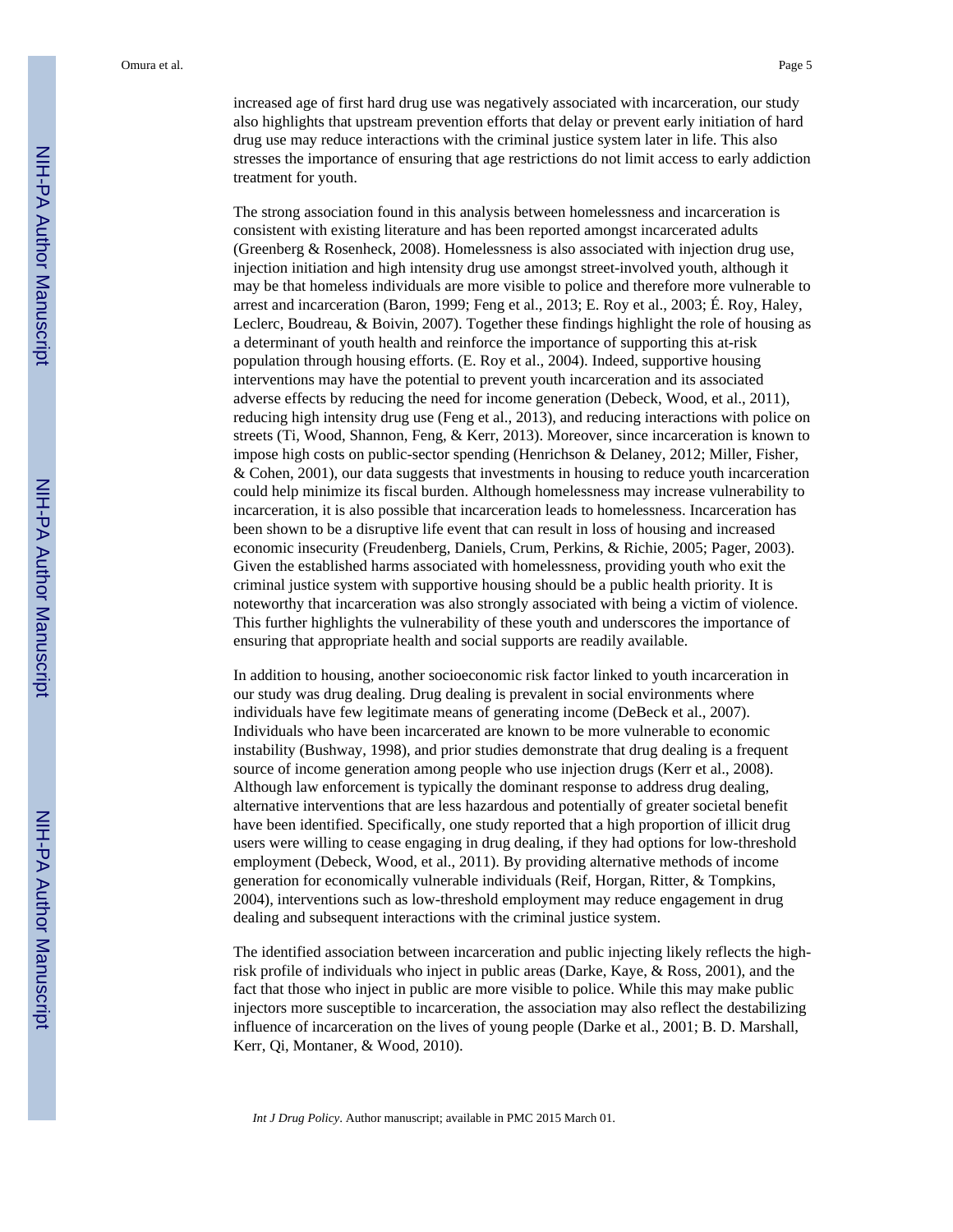increased age of first hard drug use was negatively associated with incarceration, our study also highlights that upstream prevention efforts that delay or prevent early initiation of hard drug use may reduce interactions with the criminal justice system later in life. This also stresses the importance of ensuring that age restrictions do not limit access to early addiction treatment for youth.

The strong association found in this analysis between homelessness and incarceration is consistent with existing literature and has been reported amongst incarcerated adults (Greenberg & Rosenheck, 2008). Homelessness is also associated with injection drug use, injection initiation and high intensity drug use amongst street-involved youth, although it may be that homeless individuals are more visible to police and therefore more vulnerable to arrest and incarceration (Baron, 1999; Feng et al., 2013; E. Roy et al., 2003; É. Roy, Haley, Leclerc, Boudreau, & Boivin, 2007). Together these findings highlight the role of housing as a determinant of youth health and reinforce the importance of supporting this at-risk population through housing efforts. (E. Roy et al., 2004). Indeed, supportive housing interventions may have the potential to prevent youth incarceration and its associated adverse effects by reducing the need for income generation (Debeck, Wood, et al., 2011), reducing high intensity drug use (Feng et al., 2013), and reducing interactions with police on streets (Ti, Wood, Shannon, Feng, & Kerr, 2013). Moreover, since incarceration is known to impose high costs on public-sector spending (Henrichson & Delaney, 2012; Miller, Fisher, & Cohen, 2001), our data suggests that investments in housing to reduce youth incarceration could help minimize its fiscal burden. Although homelessness may increase vulnerability to incarceration, it is also possible that incarceration leads to homelessness. Incarceration has been shown to be a disruptive life event that can result in loss of housing and increased economic insecurity (Freudenberg, Daniels, Crum, Perkins, & Richie, 2005; Pager, 2003). Given the established harms associated with homelessness, providing youth who exit the criminal justice system with supportive housing should be a public health priority. It is noteworthy that incarceration was also strongly associated with being a victim of violence. This further highlights the vulnerability of these youth and underscores the importance of ensuring that appropriate health and social supports are readily available.

In addition to housing, another socioeconomic risk factor linked to youth incarceration in our study was drug dealing. Drug dealing is prevalent in social environments where individuals have few legitimate means of generating income (DeBeck et al., 2007). Individuals who have been incarcerated are known to be more vulnerable to economic instability (Bushway, 1998), and prior studies demonstrate that drug dealing is a frequent source of income generation among people who use injection drugs (Kerr et al., 2008). Although law enforcement is typically the dominant response to address drug dealing, alternative interventions that are less hazardous and potentially of greater societal benefit have been identified. Specifically, one study reported that a high proportion of illicit drug users were willing to cease engaging in drug dealing, if they had options for low-threshold employment (Debeck, Wood, et al., 2011). By providing alternative methods of income generation for economically vulnerable individuals (Reif, Horgan, Ritter, & Tompkins, 2004), interventions such as low-threshold employment may reduce engagement in drug dealing and subsequent interactions with the criminal justice system.

The identified association between incarceration and public injecting likely reflects the high-risk profile of individuals who inject in public areas (Darke, Kaye, & Ross, 2001), and the fact that those who inject in public are more visible to police. While this may make public injectors more susceptible to incarceration, the association may also reflect the destabilizing influence of incarceration on the lives of young people (Darke et al., 2001; B. D. Marshall, Kerr, Qi, Montaner, & Wood, 2010).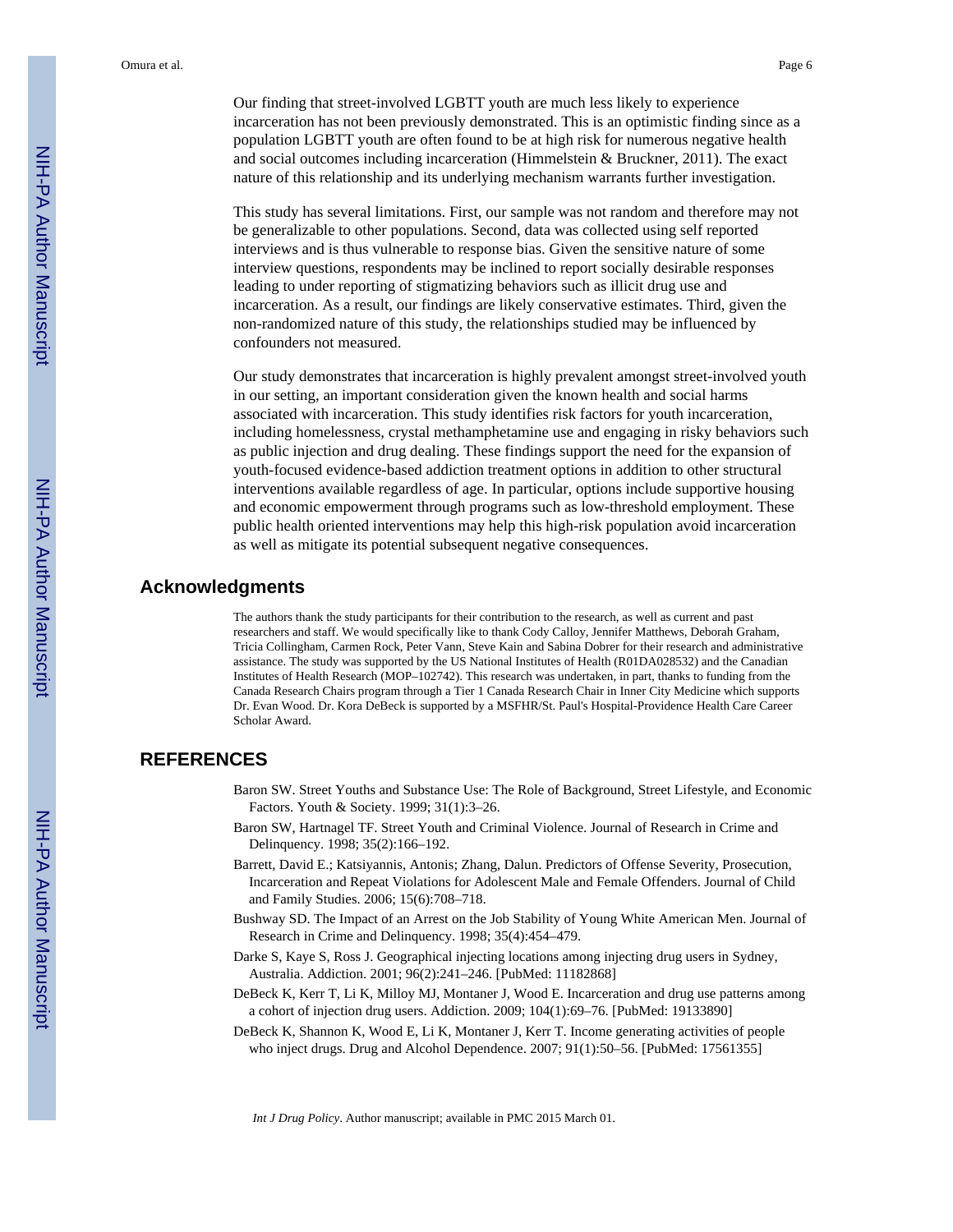Our finding that street-involved LGBTT youth are much less likely to experience incarceration has not been previously demonstrated. This is an optimistic finding since as a population LGBTT youth are often found to be at high risk for numerous negative health and social outcomes including incarceration (Himmelstein & Bruckner, 2011). The exact nature of this relationship and its underlying mechanism warrants further investigation.

This study has several limitations. First, our sample was not random and therefore may not be generalizable to other populations. Second, data was collected using self reported interviews and is thus vulnerable to response bias. Given the sensitive nature of some interview questions, respondents may be inclined to report socially desirable responses leading to under reporting of stigmatizing behaviors such as illicit drug use and incarceration. As a result, our findings are likely conservative estimates. Third, given the non-randomized nature of this study, the relationships studied may be influenced by confounders not measured.

Our study demonstrates that incarceration is highly prevalent amongst street-involved youth in our setting, an important consideration given the known health and social harms associated with incarceration. This study identifies risk factors for youth incarceration, including homelessness, crystal methamphetamine use and engaging in risky behaviors such as public injection and drug dealing. These findings support the need for the expansion of youth-focused evidence-based addiction treatment options in addition to other structural interventions available regardless of age. In particular, options include supportive housing and economic empowerment through programs such as low-threshold employment. These public health oriented interventions may help this high-risk population avoid incarceration as well as mitigate its potential subsequent negative consequences.

## Acknowledgments

The authors thank the study participants for their contribution to the research, as well as current and past researchers and staff. We would specifically like to thank Cody Calloy, Jennifer Matthews, Deborah Graham, Tricia Collingham, Carmen Rock, Peter Vann, Steve Kain and Sabina Dobrer for their research and administrative assistance. The study was supported by the US National Institutes of Health (R01DA028532) and the Canadian Institutes of Health Research (MOP–102742). This research was undertaken, in part, thanks to funding from the Canada Research Chairs program through a Tier 1 Canada Research Chair in Inner City Medicine which supports Dr. Evan Wood. Dr. Kora DeBeck is supported by a MSFHR/St. Paul's Hospital-Providence Health Care Career Scholar Award.

## REFERENCES

Baron SW. Street Youths and Substance Use: The Role of Background, Street Lifestyle, and Economic Factors. Youth & Society. 1999; 31(1):3–26.

Baron SW, Hartnagel TF. Street Youth and Criminal Violence. Journal of Research in Crime and Delinquency. 1998; 35(2):166–192.

Barrett, David E.; Katsiyannis, Antonis; Zhang, Dalun. Predictors of Offense Severity, Prosecution, Incarceration and Repeat Violations for Adolescent Male and Female Offenders. Journal of Child and Family Studies. 2006; 15(6):708–718.

Bushway SD. The Impact of an Arrest on the Job Stability of Young White American Men. Journal of Research in Crime and Delinquency. 1998; 35(4):454–479.

Darke S, Kaye S, Ross J. Geographical injecting locations among injecting drug users in Sydney, Australia. Addiction. 2001; 96(2):241–246. [PubMed: 11182868]

DeBeck K, Kerr T, Li K, Milloy MJ, Montaner J, Wood E. Incarceration and drug use patterns among a cohort of injection drug users. Addiction. 2009; 104(1):69–76. [PubMed: 19133890]

DeBeck K, Shannon K, Wood E, Li K, Montaner J, Kerr T. Income generating activities of people who inject drugs. Drug and Alcohol Dependence. 2007; 91(1):50–56. [PubMed: 17561355]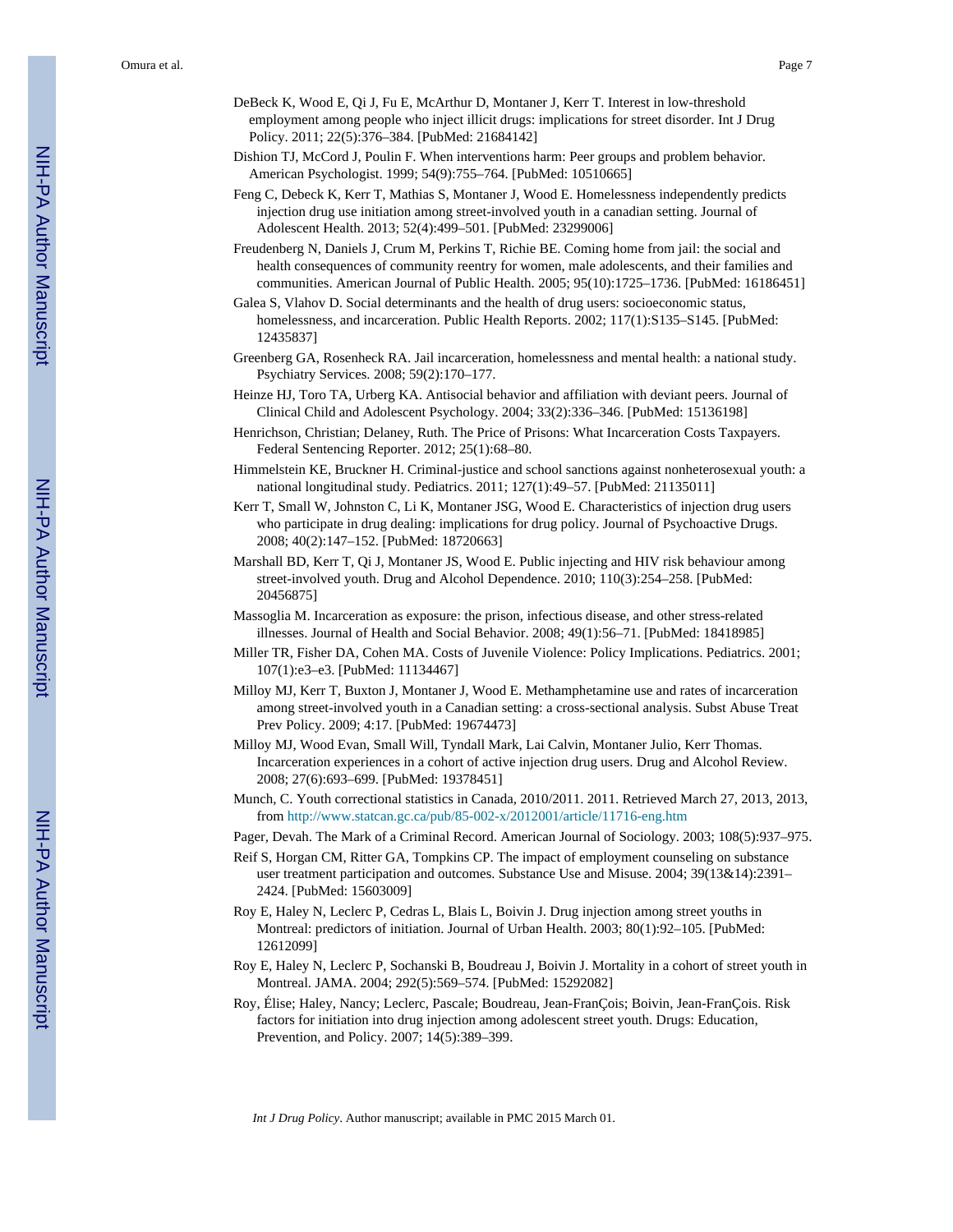DeBeck K, Wood E, Qi J, Fu E, McArthur D, Montaner J, Kerr T. Interest in low-threshold employment among people who inject illicit drugs: implications for street disorder. Int J Drug Policy. 2011; 22(5):376–384. [PubMed: 21684142]

Dishion TJ, McCord J, Poulin F. When interventions harm: Peer groups and problem behavior. American Psychologist. 1999; 54(9):755–764. [PubMed: 10510665]

Feng C, Debeck K, Kerr T, Mathias S, Montaner J, Wood E. Homelessness independently predicts injection drug use initiation among street-involved youth in a canadian setting. Journal of Adolescent Health. 2013; 52(4):499–501. [PubMed: 23299006]

Freudenberg N, Daniels J, Crum M, Perkins T, Richie BE. Coming home from jail: the social and health consequences of community reentry for women, male adolescents, and their families and communities. American Journal of Public Health. 2005; 95(10):1725–1736. [PubMed: 16186451]

Galea S, Vlahov D. Social determinants and the health of drug users: socioeconomic status, homelessness, and incarceration. Public Health Reports. 2002; 117(1):S135–S145. [PubMed: 12435837]

Greenberg GA, Rosenheck RA. Jail incarceration, homelessness and mental health: a national study. Psychiatry Services. 2008; 59(2):170–177.

Heinze HJ, Toro TA, Urberg KA. Antisocial behavior and affiliation with deviant peers. Journal of Clinical Child and Adolescent Psychology. 2004; 33(2):336–346. [PubMed: 15136198]

Henrichson, Christian; Delaney, Ruth. The Price of Prisons: What Incarceration Costs Taxpayers. Federal Sentencing Reporter. 2012; 25(1):68–80.

Himmelstein KE, Bruckner H. Criminal-justice and school sanctions against nonheterosexual youth: a national longitudinal study. Pediatrics. 2011; 127(1):49–57. [PubMed: 21135011]

Kerr T, Small W, Johnston C, Li K, Montaner JSG, Wood E. Characteristics of injection drug users who participate in drug dealing: implications for drug policy. Journal of Psychoactive Drugs. 2008; 40(2):147–152. [PubMed: 18720663]

Marshall BD, Kerr T, Qi J, Montaner JS, Wood E. Public injecting and HIV risk behaviour among street-involved youth. Drug and Alcohol Dependence. 2010; 110(3):254–258. [PubMed: 20456875]

Massoglia M. Incarceration as exposure: the prison, infectious disease, and other stress-related illnesses. Journal of Health and Social Behavior. 2008; 49(1):56–71. [PubMed: 18418985]

Miller TR, Fisher DA, Cohen MA. Costs of Juvenile Violence: Policy Implications. Pediatrics. 2001; 107(1):e3–e3. [PubMed: 11134467]

Milloy MJ, Kerr T, Buxton J, Montaner J, Wood E. Methamphetamine use and rates of incarceration among street-involved youth in a Canadian setting: a cross-sectional analysis. Subst Abuse Treat Prev Policy. 2009; 4:17. [PubMed: 19674473]

Milloy MJ, Wood Evan, Small Will, Tyndall Mark, Lai Calvin, Montaner Julio, Kerr Thomas. Incarceration experiences in a cohort of active injection drug users. Drug and Alcohol Review. 2008; 27(6):693–699. [PubMed: 19378451]

Munch, C. Youth correctional statistics in Canada, 2010/2011. 2011. Retrieved March 27, 2013, 2013, from http://www.statcan.gc.ca/pub/85-002-x/2012001/article/11716-eng.htm

Pager, Devah. The Mark of a Criminal Record. American Journal of Sociology. 2003; 108(5):937–975.

Reif S, Horgan CM, Ritter GA, Tompkins CP. The impact of employment counseling on substance user treatment participation and outcomes. Substance Use and Misuse. 2004; 39(13&14):2391–2424. [PubMed: 15603009]

Roy E, Haley N, Leclerc P, Cedras L, Blais L, Boivin J. Drug injection among street youths in Montreal: predictors of initiation. Journal of Urban Health. 2003; 80(1):92–105. [PubMed: 12612099]

Roy E, Haley N, Leclerc P, Sochanski B, Boudreau J, Boivin J. Mortality in a cohort of street youth in Montreal. JAMA. 2004; 292(5):569–574. [PubMed: 15292082]

Roy, Élise; Haley, Nancy; Leclerc, Pascale; Boudreau, Jean-FranÇois; Boivin, Jean-FranÇois. Risk factors for initiation into drug injection among adolescent street youth. Drugs: Education, Prevention, and Policy. 2007; 14(5):389–399.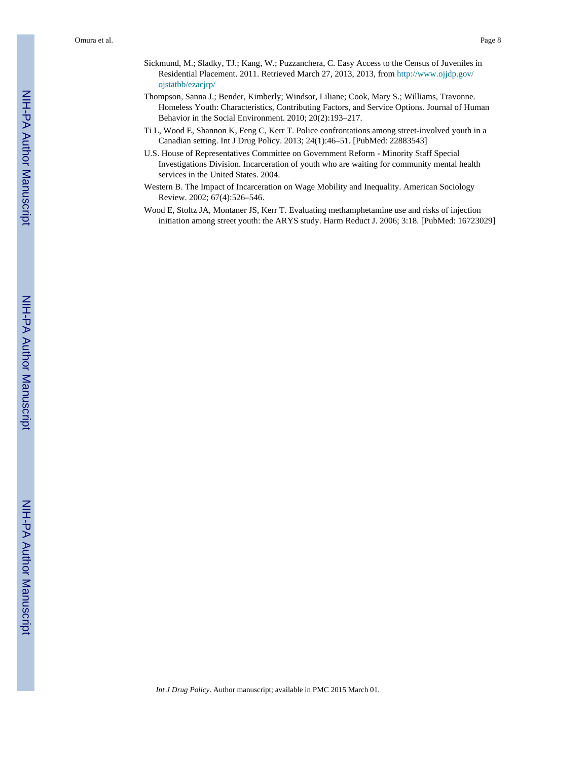Sickmund, M.; Sladky, TJ.; Kang, W.; Puzzanchera, C. Easy Access to the Census of Juveniles in Residential Placement. 2011. Retrieved March 27, 2013, 2013, from http://www.ojjdp.gov/ojstatbb/ezacjrp/

Thompson, Sanna J.; Bender, Kimberly; Windsor, Liliane; Cook, Mary S.; Williams, Travonne. Homeless Youth: Characteristics, Contributing Factors, and Service Options. Journal of Human Behavior in the Social Environment. 2010; 20(2):193–217.

Ti L, Wood E, Shannon K, Feng C, Kerr T. Police confrontations among street-involved youth in a Canadian setting. Int J Drug Policy. 2013; 24(1):46–51. [PubMed: 22883543]

U.S. House of Representatives Committee on Government Reform - Minority Staff Special Investigations Division. Incarceration of youth who are waiting for community mental health services in the United States. 2004.

Western B. The Impact of Incarceration on Wage Mobility and Inequality. American Sociology Review. 2002; 67(4):526–546.

Wood E, Stoltz JA, Montaner JS, Kerr T. Evaluating methamphetamine use and risks of injection initiation among street youth: the ARYS study. Harm Reduct J. 2006; 3:18. [PubMed: 16723029]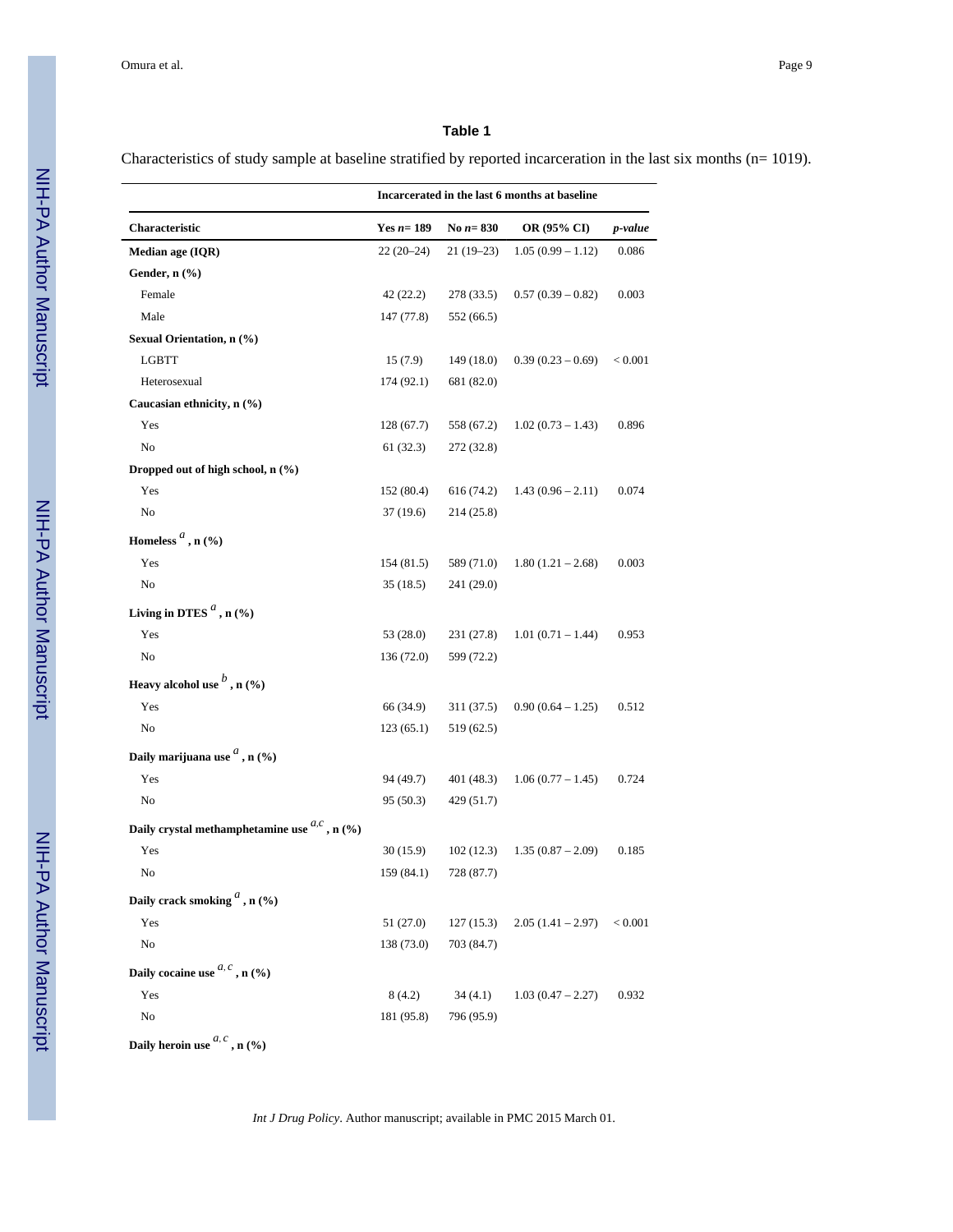**Table 1**

Characteristics of study sample at baseline stratified by reported incarceration in the last six months (n= 1019).

| | Incarcerated in the last 6 months at baseline | | | |
|---|---|---|---|---|
| **Characteristic** | **Yes *n*= 189** | **No *n*= 830** | **OR (95% CI)** | ***p-value*** |
| **Median age (IQR)** | 22 (20–24) | 21 (19–23) | 1.05 (0.99 – 1.12) | 0.086 |
| **Gender, n (%)** | | | | |
| Female | 42 (22.2) | 278 (33.5) | 0.57 (0.39 – 0.82) | 0.003 |
| Male | 147 (77.8) | 552 (66.5) | | |
| **Sexual Orientation, n (%)** | | | | |
| LGBTT | 15 (7.9) | 149 (18.0) | 0.39 (0.23 – 0.69) | < 0.001 |
| Heterosexual | 174 (92.1) | 681 (82.0) | | |
| **Caucasian ethnicity, n (%)** | | | | |
| Yes | 128 (67.7) | 558 (67.2) | 1.02 (0.73 – 1.43) | 0.896 |
| No | 61 (32.3) | 272 (32.8) | | |
| **Dropped out of high school, n (%)** | | | | |
| Yes | 152 (80.4) | 616 (74.2) | 1.43 (0.96 – 2.11) | 0.074 |
| No | 37 (19.6) | 214 (25.8) | | |
| **Homeless [a], n (%)** | | | | |
| Yes | 154 (81.5) | 589 (71.0) | 1.80 (1.21 – 2.68) | 0.003 |
| No | 35 (18.5) | 241 (29.0) | | |
| **Living in DTES [a], n (%)** | | | | |
| Yes | 53 (28.0) | 231 (27.8) | 1.01 (0.71 – 1.44) | 0.953 |
| No | 136 (72.0) | 599 (72.2) | | |
| **Heavy alcohol use [b], n (%)** | | | | |
| Yes | 66 (34.9) | 311 (37.5) | 0.90 (0.64 – 1.25) | 0.512 |
| No | 123 (65.1) | 519 (62.5) | | |
| **Daily marijuana use [a], n (%)** | | | | |
| Yes | 94 (49.7) | 401 (48.3) | 1.06 (0.77 – 1.45) | 0.724 |
| No | 95 (50.3) | 429 (51.7) | | |
| **Daily crystal methamphetamine use [a,c], n (%)** | | | | |
| Yes | 30 (15.9) | 102 (12.3) | 1.35 (0.87 – 2.09) | 0.185 |
| No | 159 (84.1) | 728 (87.7) | | |
| **Daily crack smoking [a], n (%)** | | | | |
| Yes | 51 (27.0) | 127 (15.3) | 2.05 (1.41 – 2.97) | < 0.001 |
| No | 138 (73.0) | 703 (84.7) | | |
| **Daily cocaine use [a, c], n (%)** | | | | |
| Yes | 8 (4.2) | 34 (4.1) | 1.03 (0.47 – 2.27) | 0.932 |
| No | 181 (95.8) | 796 (95.9) | | |
| **Daily heroin use [a, c], n (%)** | | | | |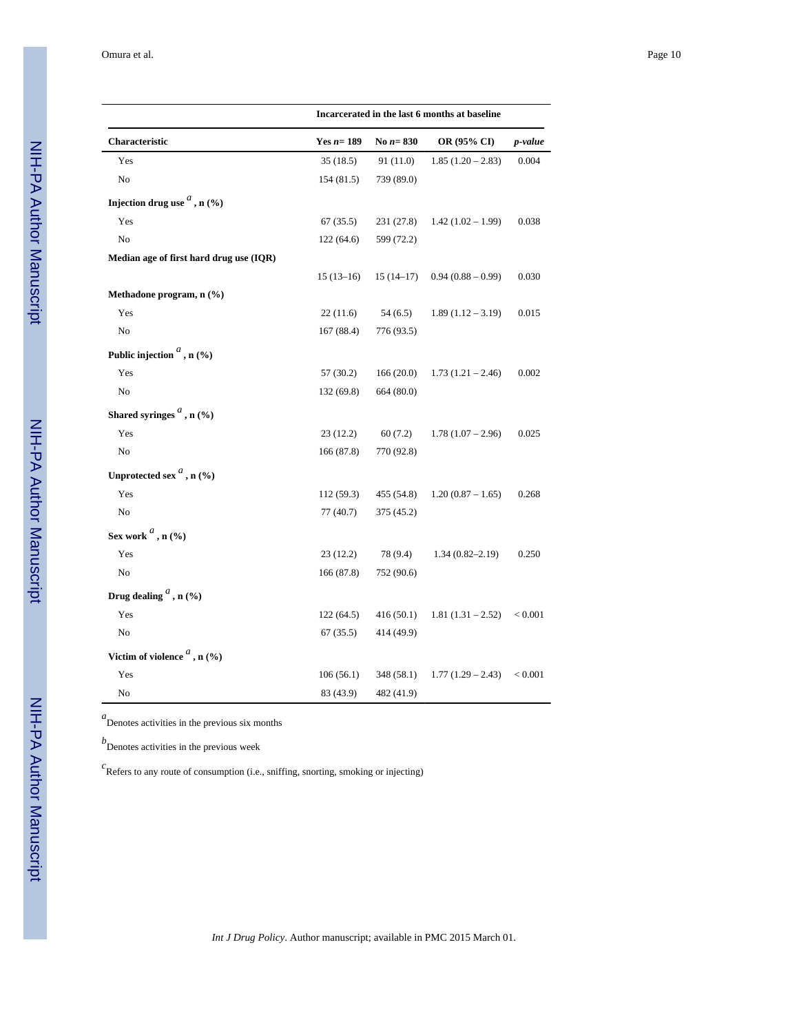| | Incarcerated in the last 6 months at baseline | | | |
|---|---|---|---|---|
| **Characteristic** | **Yes *n*= 189** | **No *n*= 830** | **OR (95% CI)** | ***p-value*** |
| Yes | 35 (18.5) | 91 (11.0) | 1.85 (1.20 – 2.83) | 0.004 |
| No | 154 (81.5) | 739 (89.0) | | |
| **Injection drug use [a], n (%)** | | | | |
| Yes | 67 (35.5) | 231 (27.8) | 1.42 (1.02 – 1.99) | 0.038 |
| No | 122 (64.6) | 599 (72.2) | | |
| **Median age of first hard drug use (IQR)** | | | | |
| | 15 (13–16) | 15 (14–17) | 0.94 (0.88 – 0.99) | 0.030 |
| **Methadone program, n (%)** | | | | |
| Yes | 22 (11.6) | 54 (6.5) | 1.89 (1.12 – 3.19) | 0.015 |
| No | 167 (88.4) | 776 (93.5) | | |
| **Public injection [a], n (%)** | | | | |
| Yes | 57 (30.2) | 166 (20.0) | 1.73 (1.21 – 2.46) | 0.002 |
| No | 132 (69.8) | 664 (80.0) | | |
| **Shared syringes [a], n (%)** | | | | |
| Yes | 23 (12.2) | 60 (7.2) | 1.78 (1.07 – 2.96) | 0.025 |
| No | 166 (87.8) | 770 (92.8) | | |
| **Unprotected sex [a], n (%)** | | | | |
| Yes | 112 (59.3) | 455 (54.8) | 1.20 (0.87 – 1.65) | 0.268 |
| No | 77 (40.7) | 375 (45.2) | | |
| **Sex work [a], n (%)** | | | | |
| Yes | 23 (12.2) | 78 (9.4) | 1.34 (0.82–2.19) | 0.250 |
| No | 166 (87.8) | 752 (90.6) | | |
| **Drug dealing [a], n (%)** | | | | |
| Yes | 122 (64.5) | 416 (50.1) | 1.81 (1.31 – 2.52) | < 0.001 |
| No | 67 (35.5) | 414 (49.9) | | |
| **Victim of violence [a], n (%)** | | | | |
| Yes | 106 (56.1) | 348 (58.1) | 1.77 (1.29 – 2.43) | < 0.001 |
| No | 83 (43.9) | 482 (41.9) | | |

[a]Denotes activities in the previous six months

[b]Denotes activities in the previous week

[c]Refers to any route of consumption (i.e., sniffing, snorting, smoking or injecting)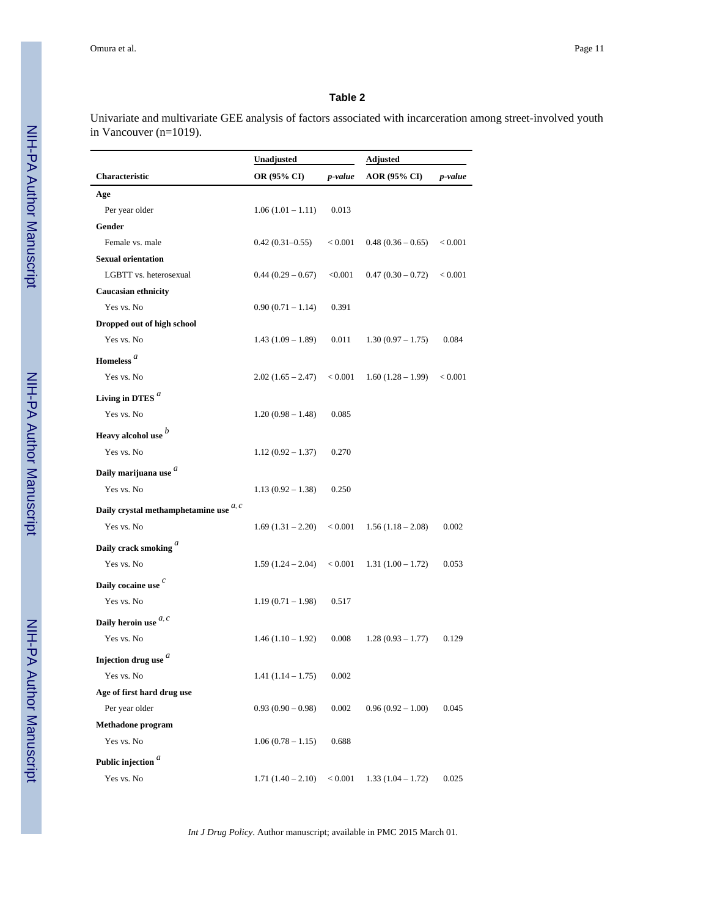**Table 2**

Univariate and multivariate GEE analysis of factors associated with incarceration among street-involved youth in Vancouver (n=1019).

| | Unadjusted | | Adjusted | |
|---|---|---|---|---|
| **Characteristic** | **OR (95% CI)** | ***p-value*** | **AOR (95% CI)** | ***p-value*** |
| **Age** | | | | |
| Per year older | 1.06 (1.01 – 1.11) | 0.013 | | |
| **Gender** | | | | |
| Female vs. male | 0.42 (0.31–0.55) | < 0.001 | 0.48 (0.36 – 0.65) | < 0.001 |
| **Sexual orientation** | | | | |
| LGBTT vs. heterosexual | 0.44 (0.29 – 0.67) | <0.001 | 0.47 (0.30 – 0.72) | < 0.001 |
| **Caucasian ethnicity** | | | | |
| Yes vs. No | 0.90 (0.71 – 1.14) | 0.391 | | |
| **Dropped out of high school** | | | | |
| Yes vs. No | 1.43 (1.09 – 1.89) | 0.011 | 1.30 (0.97 – 1.75) | 0.084 |
| **Homeless** [a] | | | | |
| Yes vs. No | 2.02 (1.65 – 2.47) | < 0.001 | 1.60 (1.28 – 1.99) | < 0.001 |
| **Living in DTES** [a] | | | | |
| Yes vs. No | 1.20 (0.98 – 1.48) | 0.085 | | |
| **Heavy alcohol use** [b] | | | | |
| Yes vs. No | 1.12 (0.92 – 1.37) | 0.270 | | |
| **Daily marijuana use** [a] | | | | |
| Yes vs. No | 1.13 (0.92 – 1.38) | 0.250 | | |
| **Daily crystal methamphetamine use** [a, c] | | | | |
| Yes vs. No | 1.69 (1.31 – 2.20) | < 0.001 | 1.56 (1.18 – 2.08) | 0.002 |
| **Daily crack smoking** [a] | | | | |
| Yes vs. No | 1.59 (1.24 – 2.04) | < 0.001 | 1.31 (1.00 – 1.72) | 0.053 |
| **Daily cocaine use** [c] | | | | |
| Yes vs. No | 1.19 (0.71 – 1.98) | 0.517 | | |
| **Daily heroin use** [a, c] | | | | |
| Yes vs. No | 1.46 (1.10 – 1.92) | 0.008 | 1.28 (0.93 – 1.77) | 0.129 |
| **Injection drug use** [a] | | | | |
| Yes vs. No | 1.41 (1.14 – 1.75) | 0.002 | | |
| **Age of first hard drug use** | | | | |
| Per year older | 0.93 (0.90 – 0.98) | 0.002 | 0.96 (0.92 – 1.00) | 0.045 |
| **Methadone program** | | | | |
| Yes vs. No | 1.06 (0.78 – 1.15) | 0.688 | | |
| **Public injection** [a] | | | | |
| Yes vs. No | 1.71 (1.40 – 2.10) | < 0.001 | 1.33 (1.04 – 1.72) | 0.025 |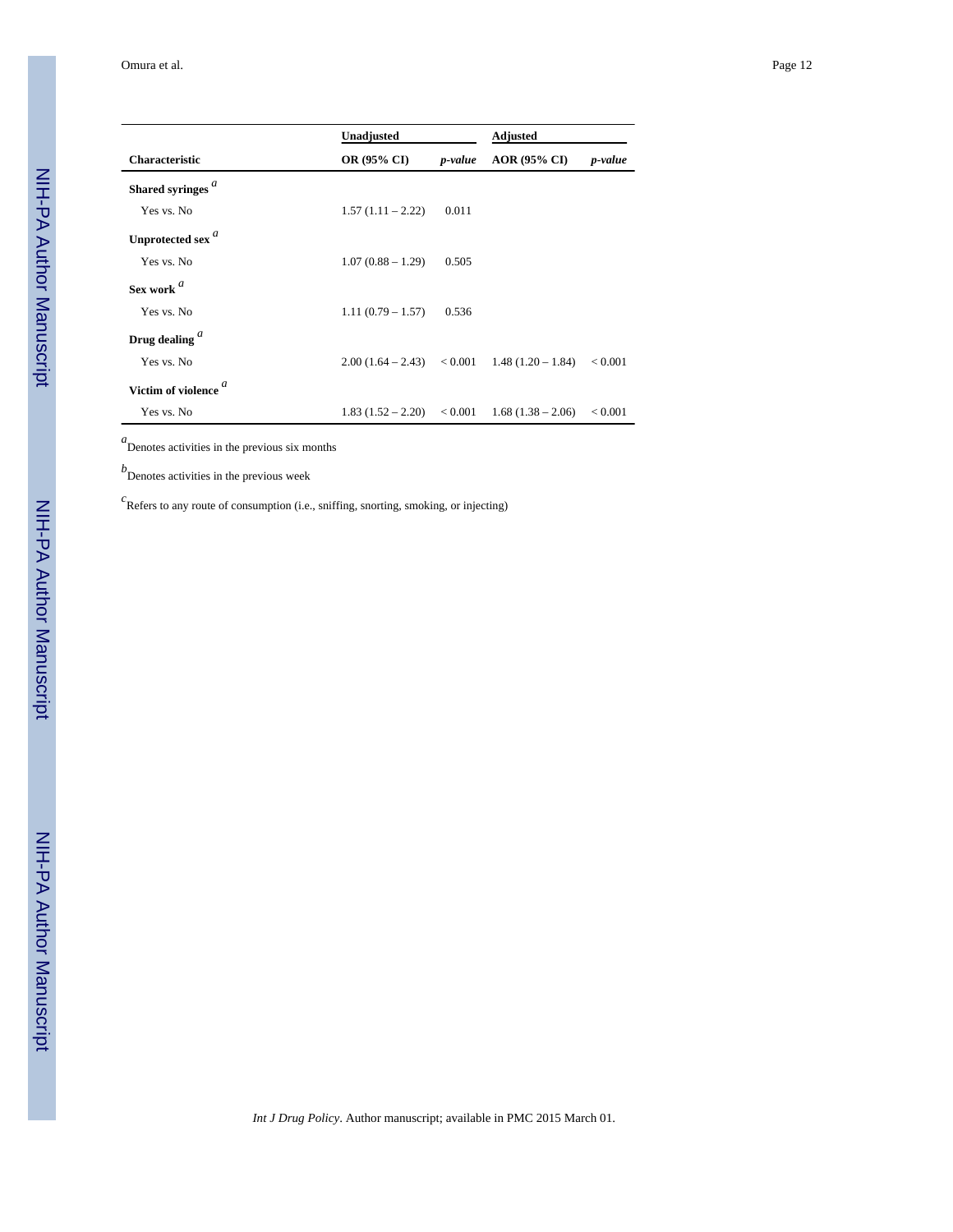| | Unadjusted | | Adjusted | |
|---|---|---|---|---|
| **Characteristic** | **OR (95% CI)** | ***p-value*** | **AOR (95% CI)** | ***p-value*** |
| **Shared syringes** [a] | | | | |
| Yes vs. No | 1.57 (1.11 – 2.22) | 0.011 | | |
| **Unprotected sex** [a] | | | | |
| Yes vs. No | 1.07 (0.88 – 1.29) | 0.505 | | |
| **Sex work** [a] | | | | |
| Yes vs. No | 1.11 (0.79 – 1.57) | 0.536 | | |
| **Drug dealing** [a] | | | | |
| Yes vs. No | 2.00 (1.64 – 2.43) | < 0.001 | 1.48 (1.20 – 1.84) | < 0.001 |
| **Victim of violence** [a] | | | | |
| Yes vs. No | 1.83 (1.52 – 2.20) | < 0.001 | 1.68 (1.38 – 2.06) | < 0.001 |

[a]Denotes activities in the previous six months

[b]Denotes activities in the previous week

[c]Refers to any route of consumption (i.e., sniffing, snorting, smoking, or injecting)